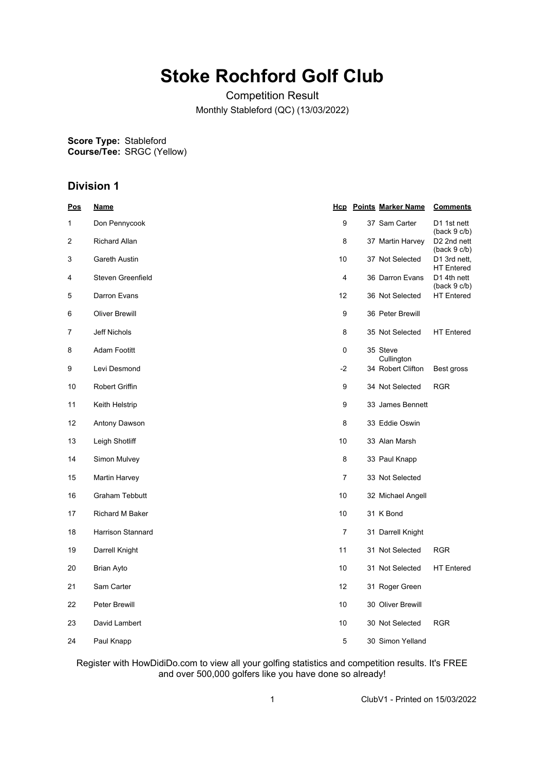# Stoke Rochford Golf Club

Competition Result

Monthly Stableford (QC) (13/03/2022)

**Score Type:** Stableford
**Course/Tee:** SRGC (Yellow)

## Division 1

| Pos | Name | Hcp | Points | Marker Name | Comments |
|---|---|---|---|---|---|
| 1 | Don Pennycook | 9 | 37 | Sam Carter | D1 1st nett (back 9 c/b) |
| 2 | Richard Allan | 8 | 37 | Martin Harvey | D2 2nd nett (back 9 c/b) |
| 3 | Gareth Austin | 10 | 37 | Not Selected | D1 3rd nett, HT Entered |
| 4 | Steven Greenfield | 4 | 36 | Darron Evans | D1 4th nett (back 9 c/b) |
| 5 | Darron Evans | 12 | 36 | Not Selected | HT Entered |
| 6 | Oliver Brewill | 9 | 36 | Peter Brewill | |
| 7 | Jeff Nichols | 8 | 35 | Not Selected | HT Entered |
| 8 | Adam Footitt | 0 | 35 | Steve Cullington | |
| 9 | Levi Desmond | -2 | 34 | Robert Clifton | Best gross |
| 10 | Robert Griffin | 9 | 34 | Not Selected | RGR |
| 11 | Keith Helstrip | 9 | 33 | James Bennett | |
| 12 | Antony Dawson | 8 | 33 | Eddie Oswin | |
| 13 | Leigh Shotliff | 10 | 33 | Alan Marsh | |
| 14 | Simon Mulvey | 8 | 33 | Paul Knapp | |
| 15 | Martin Harvey | 7 | 33 | Not Selected | |
| 16 | Graham Tebbutt | 10 | 32 | Michael Angell | |
| 17 | Richard M Baker | 10 | 31 | K Bond | |
| 18 | Harrison Stannard | 7 | 31 | Darrell Knight | |
| 19 | Darrell Knight | 11 | 31 | Not Selected | RGR |
| 20 | Brian Ayto | 10 | 31 | Not Selected | HT Entered |
| 21 | Sam Carter | 12 | 31 | Roger Green | |
| 22 | Peter Brewill | 10 | 30 | Oliver Brewill | |
| 23 | David Lambert | 10 | 30 | Not Selected | RGR |
| 24 | Paul Knapp | 5 | 30 | Simon Yelland | |

Register with HowDidiDo.com to view all your golfing statistics and competition results. It's FREE and over 500,000 golfers like you have done so already!

ClubV1 - Printed on 15/03/2022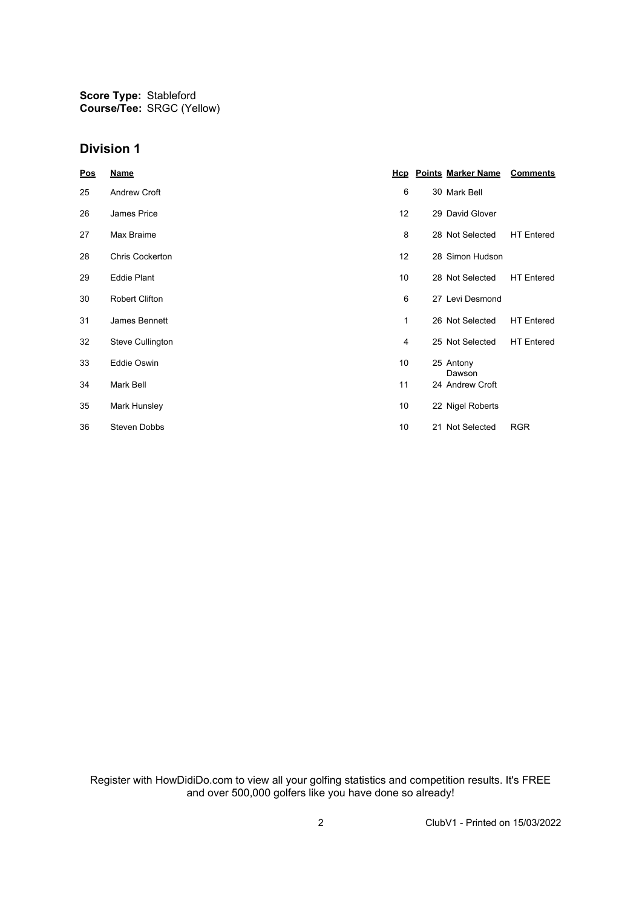**Score Type:** Stableford
**Course/Tee:** SRGC (Yellow)

## Division 1

| Pos | Name | Hcp | Points | Marker Name | Comments |
|---|---|---|---|---|---|
| 25 | Andrew Croft | 6 | 30 | Mark Bell | |
| 26 | James Price | 12 | 29 | David Glover | |
| 27 | Max Braime | 8 | 28 | Not Selected | HT Entered |
| 28 | Chris Cockerton | 12 | 28 | Simon Hudson | |
| 29 | Eddie Plant | 10 | 28 | Not Selected | HT Entered |
| 30 | Robert Clifton | 6 | 27 | Levi Desmond | |
| 31 | James Bennett | 1 | 26 | Not Selected | HT Entered |
| 32 | Steve Cullington | 4 | 25 | Not Selected | HT Entered |
| 33 | Eddie Oswin | 10 | 25 | Antony Dawson | |
| 34 | Mark Bell | 11 | 24 | Andrew Croft | |
| 35 | Mark Hunsley | 10 | 22 | Nigel Roberts | |
| 36 | Steven Dobbs | 10 | 21 | Not Selected | RGR |

Register with HowDidiDo.com to view all your golfing statistics and competition results. It's FREE and over 500,000 golfers like you have done so already!

ClubV1 - Printed on 15/03/2022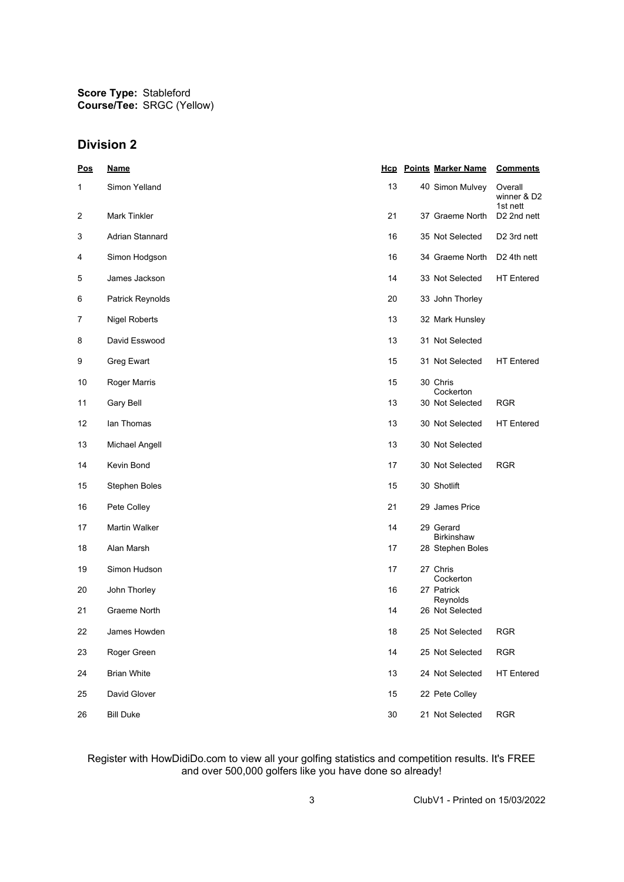**Score Type:** Stableford
**Course/Tee:** SRGC (Yellow)

## Division 2

| Pos | Name | Hcp | Points | Marker Name | Comments |
|---|---|---|---|---|---|
| 1 | Simon Yelland | 13 | 40 | Simon Mulvey | Overall winner & D2 1st nett |
| 2 | Mark Tinkler | 21 | 37 | Graeme North | D2 2nd nett |
| 3 | Adrian Stannard | 16 | 35 | Not Selected | D2 3rd nett |
| 4 | Simon Hodgson | 16 | 34 | Graeme North | D2 4th nett |
| 5 | James Jackson | 14 | 33 | Not Selected | HT Entered |
| 6 | Patrick Reynolds | 20 | 33 | John Thorley | |
| 7 | Nigel Roberts | 13 | 32 | Mark Hunsley | |
| 8 | David Esswood | 13 | 31 | Not Selected | |
| 9 | Greg Ewart | 15 | 31 | Not Selected | HT Entered |
| 10 | Roger Marris | 15 | 30 | Chris Cockerton | |
| 11 | Gary Bell | 13 | 30 | Not Selected | RGR |
| 12 | Ian Thomas | 13 | 30 | Not Selected | HT Entered |
| 13 | Michael Angell | 13 | 30 | Not Selected | |
| 14 | Kevin Bond | 17 | 30 | Not Selected | RGR |
| 15 | Stephen Boles | 15 | 30 | Shotlift | |
| 16 | Pete Colley | 21 | 29 | James Price | |
| 17 | Martin Walker | 14 | 29 | Gerard Birkinshaw | |
| 18 | Alan Marsh | 17 | 28 | Stephen Boles | |
| 19 | Simon Hudson | 17 | 27 | Chris Cockerton | |
| 20 | John Thorley | 16 | 27 | Patrick Reynolds | |
| 21 | Graeme North | 14 | 26 | Not Selected | |
| 22 | James Howden | 18 | 25 | Not Selected | RGR |
| 23 | Roger Green | 14 | 25 | Not Selected | RGR |
| 24 | Brian White | 13 | 24 | Not Selected | HT Entered |
| 25 | David Glover | 15 | 22 | Pete Colley | |
| 26 | Bill Duke | 30 | 21 | Not Selected | RGR |

Register with HowDidiDo.com to view all your golfing statistics and competition results. It's FREE and over 500,000 golfers like you have done so already!

ClubV1 - Printed on 15/03/2022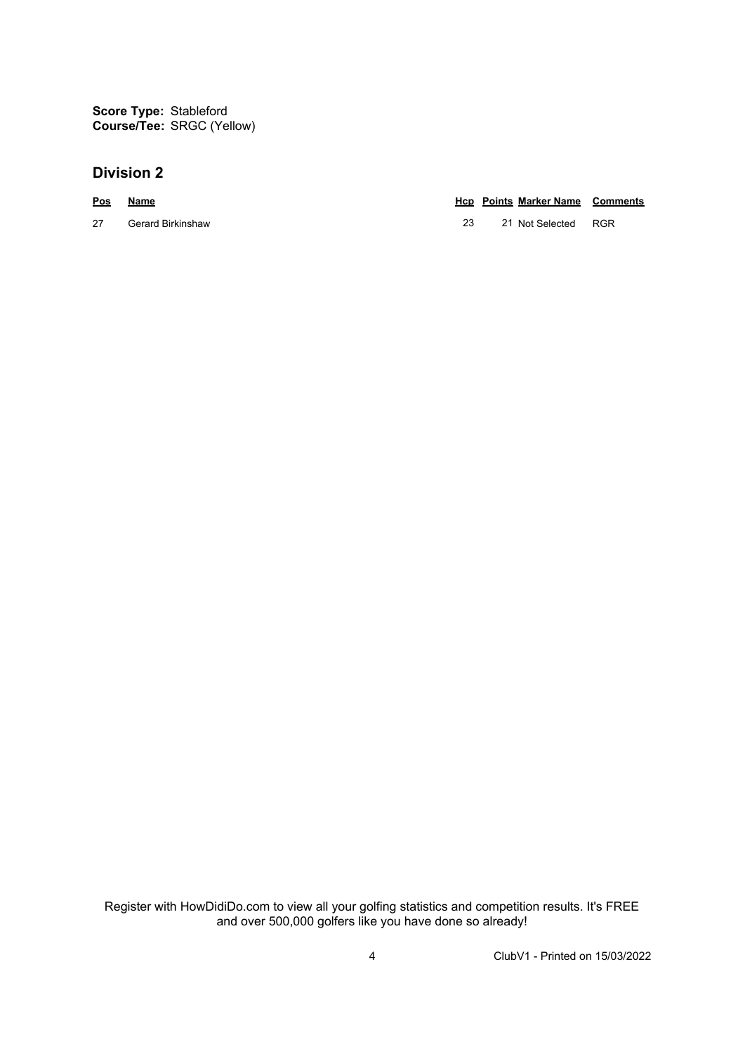**Score Type:** Stableford
**Course/Tee:** SRGC (Yellow)

## Division 2

| Pos | Name | Hcp | Points | Marker Name | Comments |
|---|---|---|---|---|---|
| 27 | Gerard Birkinshaw | 23 | 21 | Not Selected | RGR |

Register with HowDidiDo.com to view all your golfing statistics and competition results. It's FREE and over 500,000 golfers like you have done so already!

ClubV1 - Printed on 15/03/2022